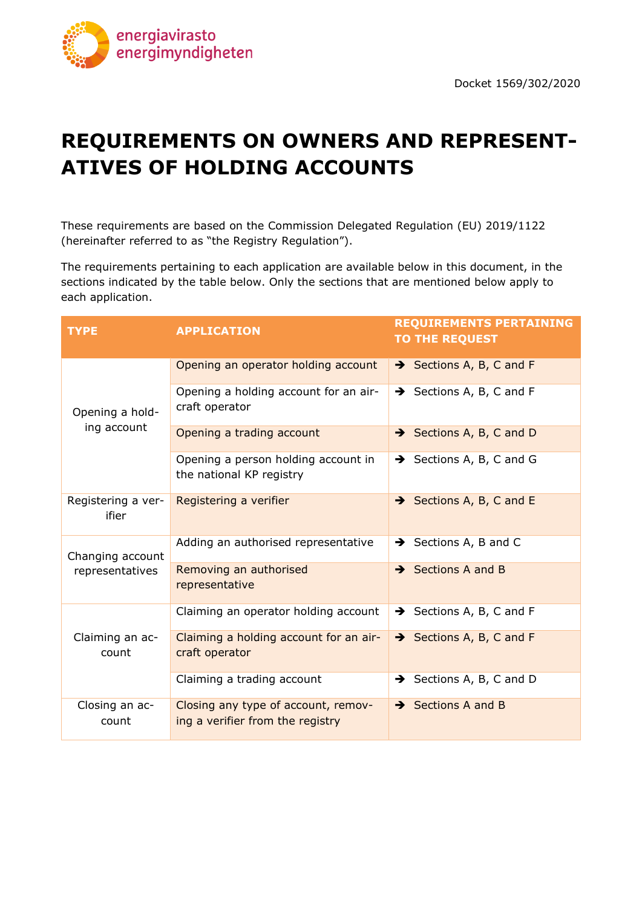Docket 1569/302/2020

# REQUIREMENTS ON OWNERS AND REPRESENTATIVES OF HOLDING ACCOUNTS

These requirements are based on the Commission Delegated Regulation (EU) 2019/1122 (hereinafter referred to as "the Registry Regulation").

The requirements pertaining to each application are available below in this document, in the sections indicated by the table below. Only the sections that are mentioned below apply to each application.

| TYPE | APPLICATION | REQUIREMENTS PERTAINING TO THE REQUEST |
|---|---|---|
| Opening a holding account | Opening an operator holding account | → Sections A, B, C and F |
| | Opening a holding account for an aircraft operator | → Sections A, B, C and F |
| | Opening a trading account | → Sections A, B, C and D |
| | Opening a person holding account in the national KP registry | → Sections A, B, C and G |
| Registering a verifier | Registering a verifier | → Sections A, B, C and E |
| Changing account representatives | Adding an authorised representative | → Sections A, B and C |
| | Removing an authorised representative | → Sections A and B |
| Claiming an account | Claiming an operator holding account | → Sections A, B, C and F |
| | Claiming a holding account for an aircraft operator | → Sections A, B, C and F |
| | Claiming a trading account | → Sections A, B, C and D |
| Closing an account | Closing any type of account, removing a verifier from the registry | → Sections A and B |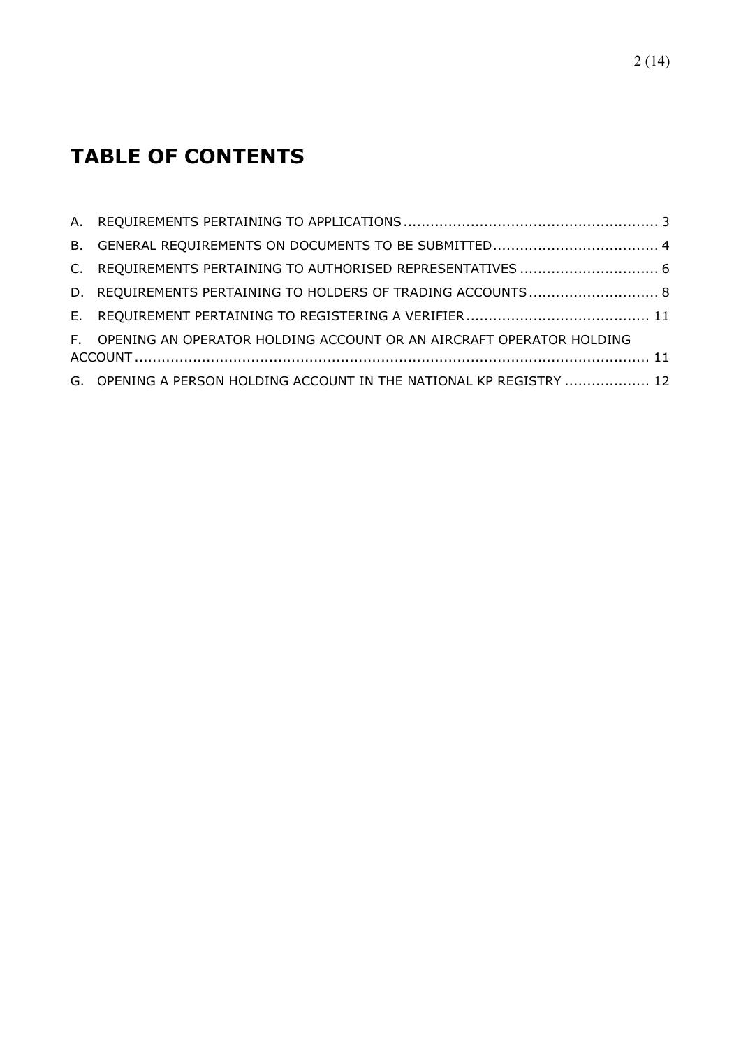# TABLE OF CONTENTS

A. REQUIREMENTS PERTAINING TO APPLICATIONS ........................................................ 3

B. GENERAL REQUIREMENTS ON DOCUMENTS TO BE SUBMITTED..................................... 4

C. REQUIREMENTS PERTAINING TO AUTHORISED REPRESENTATIVES ............................... 6

D. REQUIREMENTS PERTAINING TO HOLDERS OF TRADING ACCOUNTS ............................. 8

E. REQUIREMENT PERTAINING TO REGISTERING A VERIFIER ......................................... 11

F. OPENING AN OPERATOR HOLDING ACCOUNT OR AN AIRCRAFT OPERATOR HOLDING ACCOUNT ................................................................................................................. 11

G. OPENING A PERSON HOLDING ACCOUNT IN THE NATIONAL KP REGISTRY ................... 12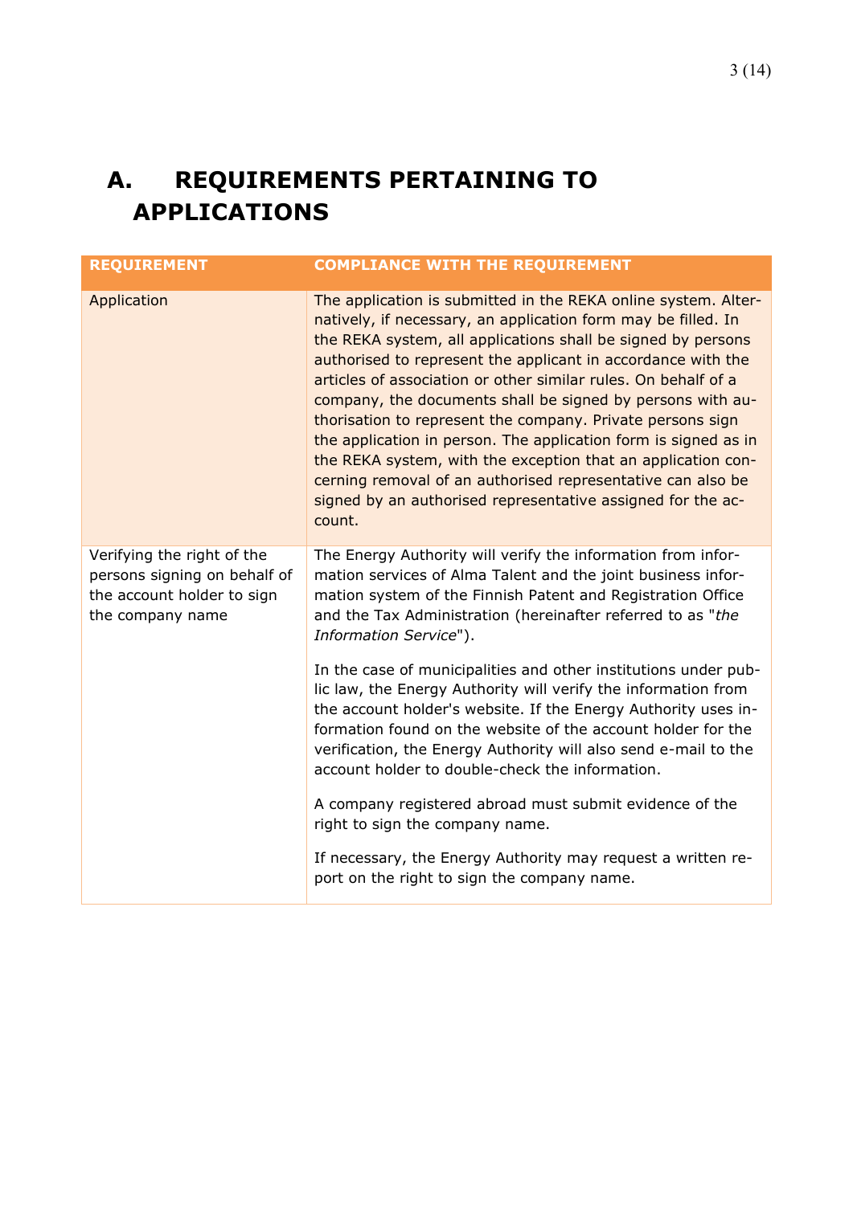# A. REQUIREMENTS PERTAINING TO APPLICATIONS

| REQUIREMENT | COMPLIANCE WITH THE REQUIREMENT |
| --- | --- |
| Application | The application is submitted in the REKA online system. Alternatively, if necessary, an application form may be filled. In the REKA system, all applications shall be signed by persons authorised to represent the applicant in accordance with the articles of association or other similar rules. On behalf of a company, the documents shall be signed by persons with authorisation to represent the company. Private persons sign the application in person. The application form is signed as in the REKA system, with the exception that an application concerning removal of an authorised representative can also be signed by an authorised representative assigned for the account. |
| Verifying the right of the persons signing on behalf of the account holder to sign the company name | The Energy Authority will verify the information from information services of Alma Talent and the joint business information system of the Finnish Patent and Registration Office and the Tax Administration (hereinafter referred to as "*the Information Service*").<br><br>In the case of municipalities and other institutions under public law, the Energy Authority will verify the information from the account holder's website. If the Energy Authority uses information found on the website of the account holder for the verification, the Energy Authority will also send e-mail to the account holder to double-check the information.<br><br>A company registered abroad must submit evidence of the right to sign the company name.<br><br>If necessary, the Energy Authority may request a written report on the right to sign the company name. |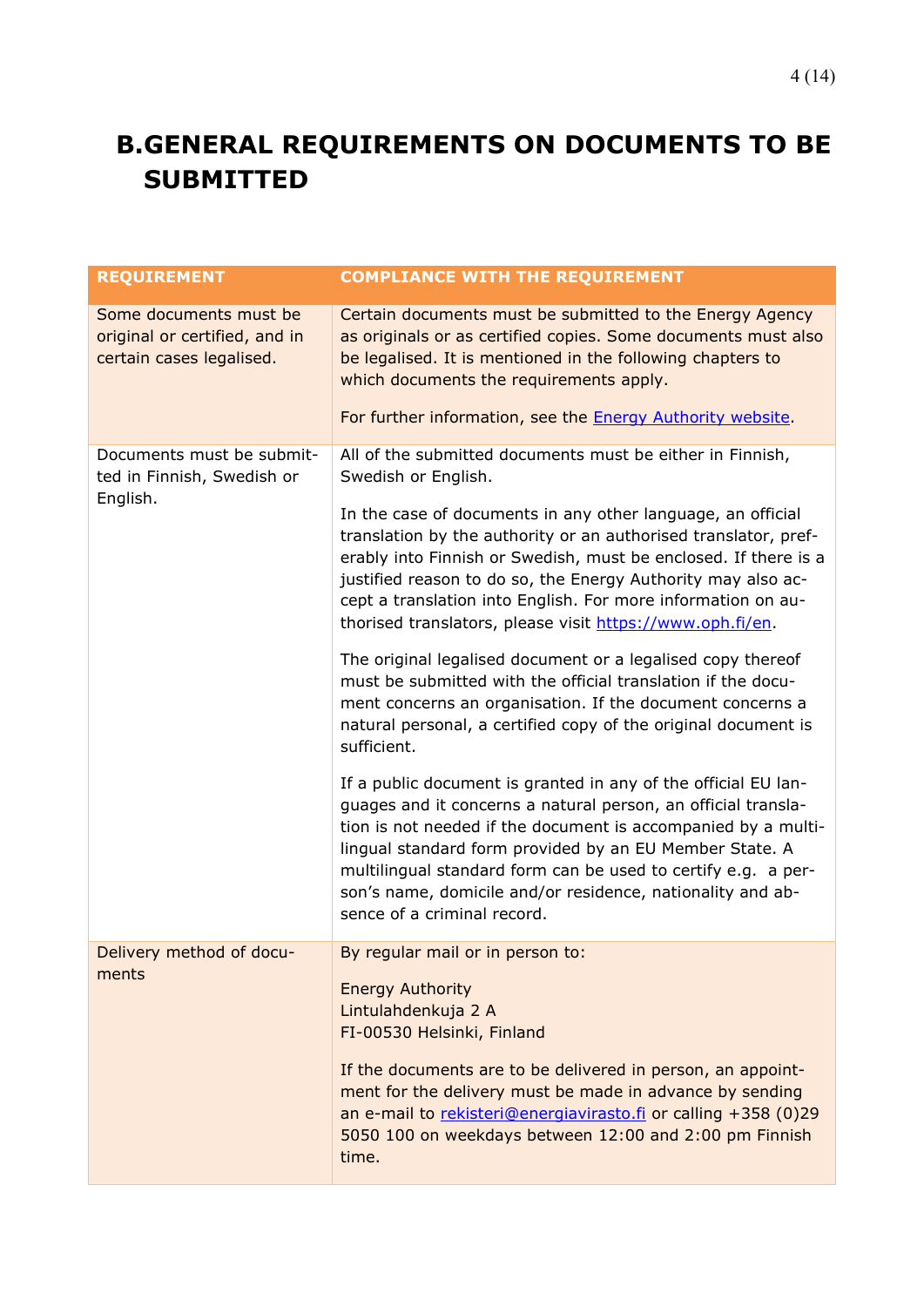# B.GENERAL REQUIREMENTS ON DOCUMENTS TO BE SUBMITTED

| REQUIREMENT | COMPLIANCE WITH THE REQUIREMENT |
|---|---|
| Some documents must be original or certified, and in certain cases legalised. | Certain documents must be submitted to the Energy Agency as originals or as certified copies. Some documents must also be legalised. It is mentioned in the following chapters to which documents the requirements apply.<br><br>For further information, see the [Energy Authority website](). |
| Documents must be submitted in Finnish, Swedish or English. | All of the submitted documents must be either in Finnish, Swedish or English.<br><br>In the case of documents in any other language, an official translation by the authority or an authorised translator, preferably into Finnish or Swedish, must be enclosed. If there is a justified reason to do so, the Energy Authority may also accept a translation into English. For more information on authorised translators, please visit [https://www.oph.fi/en](https://www.oph.fi/en).<br><br>The original legalised document or a legalised copy thereof must be submitted with the official translation if the document concerns an organisation. If the document concerns a natural personal, a certified copy of the original document is sufficient.<br><br>If a public document is granted in any of the official EU languages and it concerns a natural person, an official translation is not needed if the document is accompanied by a multilingual standard form provided by an EU Member State. A multilingual standard form can be used to certify e.g. a person's name, domicile and/or residence, nationality and absence of a criminal record. |
| Delivery method of documents | By regular mail or in person to:<br><br>Energy Authority<br>Lintulahdenkuja 2 A<br>FI-00530 Helsinki, Finland<br><br>If the documents are to be delivered in person, an appointment for the delivery must be made in advance by sending an e-mail to [rekisteri@energiavirasto.fi](mailto:rekisteri@energiavirasto.fi) or calling +358 (0)29 5050 100 on weekdays between 12:00 and 2:00 pm Finnish time. |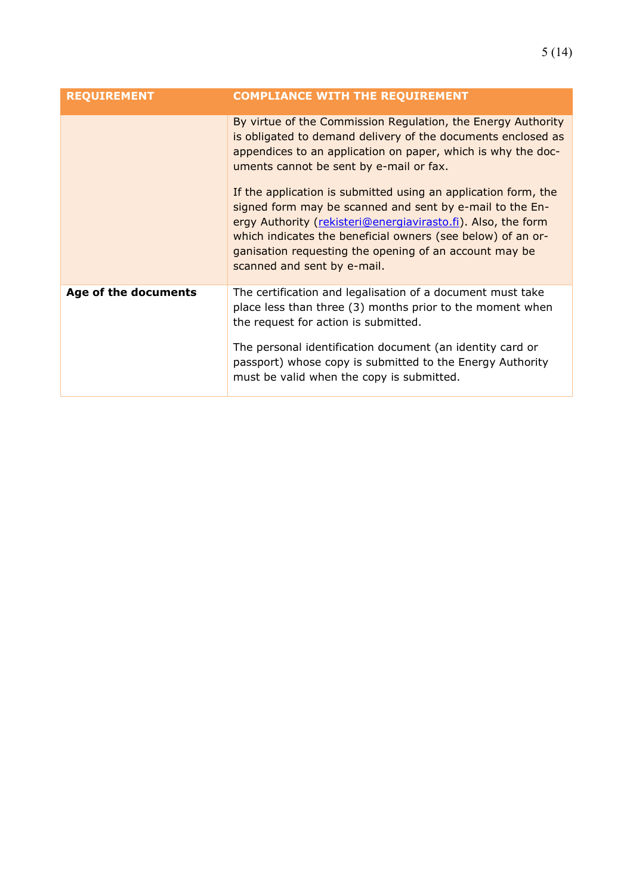| REQUIREMENT | COMPLIANCE WITH THE REQUIREMENT |
|---|---|
| | By virtue of the Commission Regulation, the Energy Authority is obligated to demand delivery of the documents enclosed as appendices to an application on paper, which is why the documents cannot be sent by e-mail or fax.<br><br>If the application is submitted using an application form, the signed form may be scanned and sent by e-mail to the Energy Authority (rekisteri@energiavirasto.fi). Also, the form which indicates the beneficial owners (see below) of an organisation requesting the opening of an account may be scanned and sent by e-mail. |
| **Age of the documents** | The certification and legalisation of a document must take place less than three (3) months prior to the moment when the request for action is submitted.<br><br>The personal identification document (an identity card or passport) whose copy is submitted to the Energy Authority must be valid when the copy is submitted. |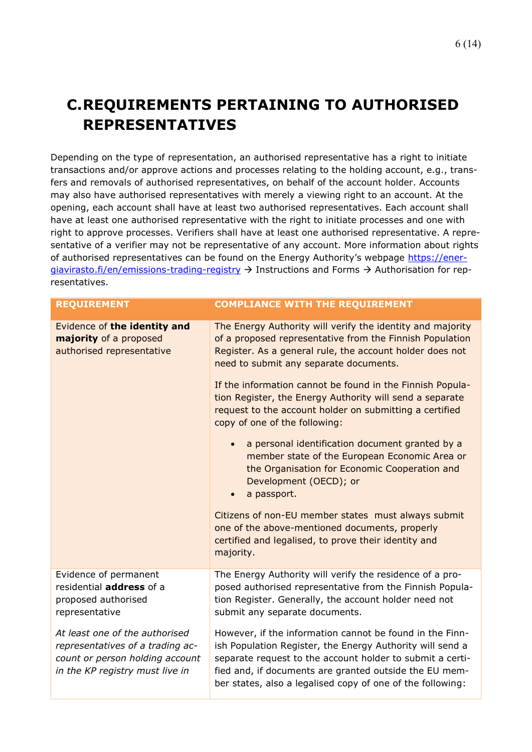# C. REQUIREMENTS PERTAINING TO AUTHORISED REPRESENTATIVES

Depending on the type of representation, an authorised representative has a right to initiate transactions and/or approve actions and processes relating to the holding account, e.g., transfers and removals of authorised representatives, on behalf of the account holder. Accounts may also have authorised representatives with merely a viewing right to an account. At the opening, each account shall have at least two authorised representatives. Each account shall have at least one authorised representative with the right to initiate processes and one with right to approve processes. Verifiers shall have at least one authorised representative. A representative of a verifier may not be representative of any account. More information about rights of authorised representatives can be found on the Energy Authority's webpage https://energiavirasto.fi/en/emissions-trading-registry → Instructions and Forms → Authorisation for representatives.

| REQUIREMENT | COMPLIANCE WITH THE REQUIREMENT |
|---|---|
| Evidence of **the identity and majority** of a proposed authorised representative | The Energy Authority will verify the identity and majority of a proposed representative from the Finnish Population Register. As a general rule, the account holder does not need to submit any separate documents.<br><br>If the information cannot be found in the Finnish Population Register, the Energy Authority will send a separate request to the account holder on submitting a certified copy of one of the following:<br><br>• a personal identification document granted by a member state of the European Economic Area or the Organisation for Economic Cooperation and Development (OECD); or<br>• a passport.<br><br>Citizens of non-EU member states must always submit one of the above-mentioned documents, properly certified and legalised, to prove their identity and majority. |
| Evidence of permanent residential **address** of a proposed authorised representative<br><br>*At least one of the authorised representatives of a trading account or person holding account in the KP registry must live in* | The Energy Authority will verify the residence of a proposed authorised representative from the Finnish Population Register. Generally, the account holder need not submit any separate documents.<br><br>However, if the information cannot be found in the Finnish Population Register, the Energy Authority will send a separate request to the account holder to submit a certified and, if documents are granted outside the EU member states, also a legalised copy of one of the following: |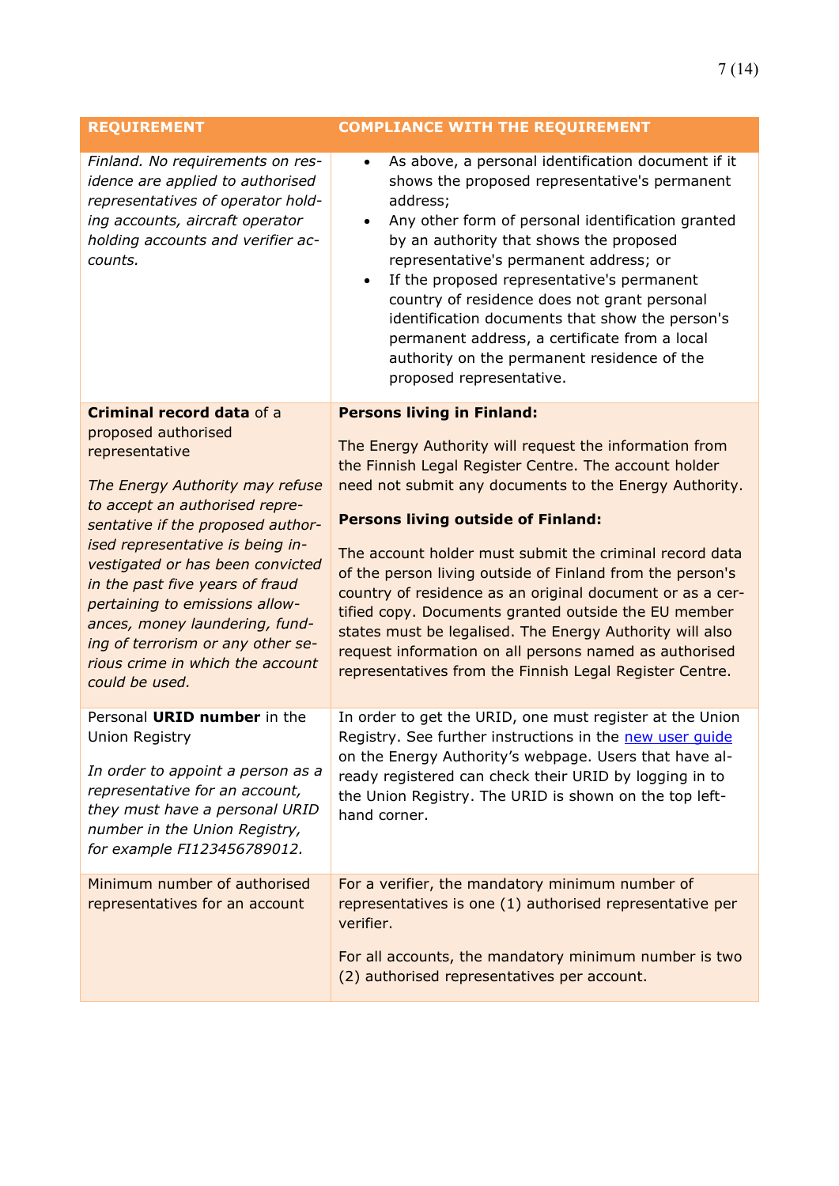| REQUIREMENT | COMPLIANCE WITH THE REQUIREMENT |
|---|---|
| *Finland. No requirements on residence are applied to authorised representatives of operator holding accounts, aircraft operator holding accounts and verifier accounts.* | • As above, a personal identification document if it shows the proposed representative's permanent address;<br>• Any other form of personal identification granted by an authority that shows the proposed representative's permanent address; or<br>• If the proposed representative's permanent country of residence does not grant personal identification documents that show the person's permanent address, a certificate from a local authority on the permanent residence of the proposed representative. |
| **Criminal record data** of a proposed authorised representative<br><br>*The Energy Authority may refuse to accept an authorised representative if the proposed authorised representative is being investigated or has been convicted in the past five years of fraud pertaining to emissions allowances, money laundering, funding of terrorism or any other serious crime in which the account could be used.* | **Persons living in Finland:**<br><br>The Energy Authority will request the information from the Finnish Legal Register Centre. The account holder need not submit any documents to the Energy Authority.<br><br>**Persons living outside of Finland:**<br><br>The account holder must submit the criminal record data of the person living outside of Finland from the person's country of residence as an original document or as a certified copy. Documents granted outside the EU member states must be legalised. The Energy Authority will also request information on all persons named as authorised representatives from the Finnish Legal Register Centre. |
| Personal **URID number** in the Union Registry<br><br>*In order to appoint a person as a representative for an account, they must have a personal URID number in the Union Registry, for example FI123456789012.* | In order to get the URID, one must register at the Union Registry. See further instructions in the new user guide on the Energy Authority's webpage. Users that have already registered can check their URID by logging in to the Union Registry. The URID is shown on the top left-hand corner. |
| Minimum number of authorised representatives for an account | For a verifier, the mandatory minimum number of representatives is one (1) authorised representative per verifier.<br><br>For all accounts, the mandatory minimum number is two (2) authorised representatives per account. |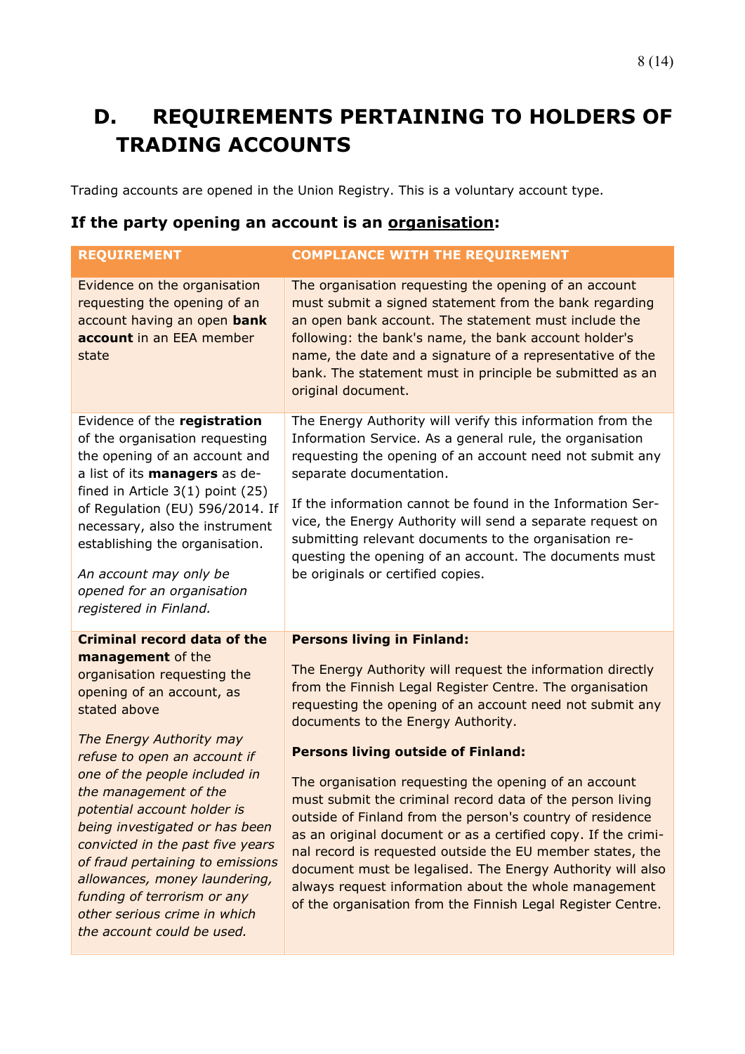# D. REQUIREMENTS PERTAINING TO HOLDERS OF TRADING ACCOUNTS

Trading accounts are opened in the Union Registry. This is a voluntary account type.

### If the party opening an account is an <u>organisation</u>:

| REQUIREMENT | COMPLIANCE WITH THE REQUIREMENT |
|---|---|
| Evidence on the organisation requesting the opening of an account having an open **bank account** in an EEA member state | The organisation requesting the opening of an account must submit a signed statement from the bank regarding an open bank account. The statement must include the following: the bank's name, the bank account holder's name, the date and a signature of a representative of the bank. The statement must in principle be submitted as an original document. |
| Evidence of the **registration** of the organisation requesting the opening of an account and a list of its **managers** as defined in Article 3(1) point (25) of Regulation (EU) 596/2014. If necessary, also the instrument establishing the organisation.<br><br>*An account may only be opened for an organisation registered in Finland.* | The Energy Authority will verify this information from the Information Service. As a general rule, the organisation requesting the opening of an account need not submit any separate documentation.<br><br>If the information cannot be found in the Information Service, the Energy Authority will send a separate request on submitting relevant documents to the organisation requesting the opening of an account. The documents must be originals or certified copies. |
| **Criminal record data of the management** of the organisation requesting the opening of an account, as stated above<br><br>*The Energy Authority may refuse to open an account if one of the people included in the management of the potential account holder is being investigated or has been convicted in the past five years of fraud pertaining to emissions allowances, money laundering, funding of terrorism or any other serious crime in which the account could be used.* | **Persons living in Finland:**<br><br>The Energy Authority will request the information directly from the Finnish Legal Register Centre. The organisation requesting the opening of an account need not submit any documents to the Energy Authority.<br><br>**Persons living outside of Finland:**<br><br>The organisation requesting the opening of an account must submit the criminal record data of the person living outside of Finland from the person's country of residence as an original document or as a certified copy. If the criminal record is requested outside the EU member states, the document must be legalised. The Energy Authority will also always request information about the whole management of the organisation from the Finnish Legal Register Centre. |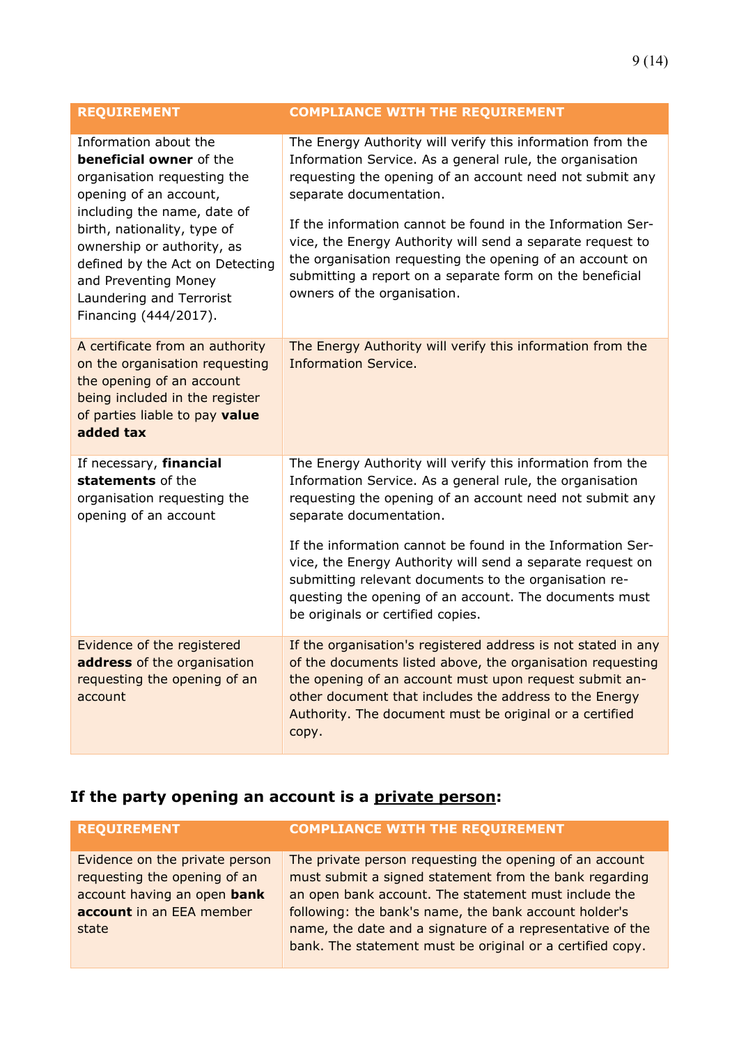| REQUIREMENT | COMPLIANCE WITH THE REQUIREMENT |
|---|---|
| Information about the **beneficial owner** of the organisation requesting the opening of an account, including the name, date of birth, nationality, type of ownership or authority, as defined by the Act on Detecting and Preventing Money Laundering and Terrorist Financing (444/2017). | The Energy Authority will verify this information from the Information Service. As a general rule, the organisation requesting the opening of an account need not submit any separate documentation.<br><br>If the information cannot be found in the Information Service, the Energy Authority will send a separate request to the organisation requesting the opening of an account on submitting a report on a separate form on the beneficial owners of the organisation. |
| A certificate from an authority on the organisation requesting the opening of an account being included in the register of parties liable to pay **value added tax** | The Energy Authority will verify this information from the Information Service. |
| If necessary, **financial statements** of the organisation requesting the opening of an account | The Energy Authority will verify this information from the Information Service. As a general rule, the organisation requesting the opening of an account need not submit any separate documentation.<br><br>If the information cannot be found in the Information Service, the Energy Authority will send a separate request on submitting relevant documents to the organisation requesting the opening of an account. The documents must be originals or certified copies. |
| Evidence of the registered **address** of the organisation requesting the opening of an account | If the organisation's registered address is not stated in any of the documents listed above, the organisation requesting the opening of an account must upon request submit another document that includes the address to the Energy Authority. The document must be original or a certified copy. |

## If the party opening an account is a private person:

| REQUIREMENT | COMPLIANCE WITH THE REQUIREMENT |
|---|---|
| Evidence on the private person requesting the opening of an account having an open **bank account** in an EEA member state | The private person requesting the opening of an account must submit a signed statement from the bank regarding an open bank account. The statement must include the following: the bank's name, the bank account holder's name, the date and a signature of a representative of the bank. The statement must be original or a certified copy. |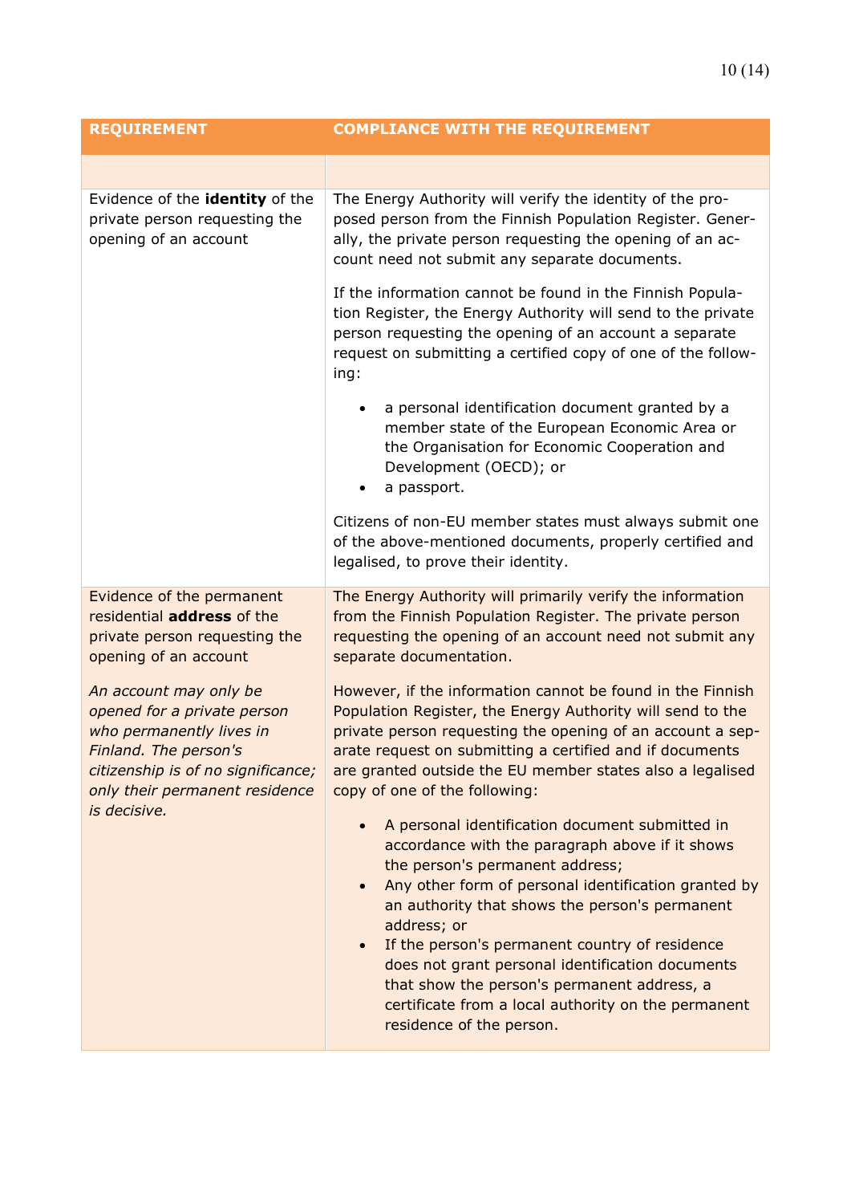| REQUIREMENT | COMPLIANCE WITH THE REQUIREMENT |
|---|---|
| | |
| Evidence of the **identity** of the private person requesting the opening of an account | The Energy Authority will verify the identity of the proposed person from the Finnish Population Register. Generally, the private person requesting the opening of an account need not submit any separate documents.<br><br>If the information cannot be found in the Finnish Population Register, the Energy Authority will send to the private person requesting the opening of an account a separate request on submitting a certified copy of one of the following:<br><br>• a personal identification document granted by a member state of the European Economic Area or the Organisation for Economic Cooperation and Development (OECD); or<br>• a passport.<br><br>Citizens of non-EU member states must always submit one of the above-mentioned documents, properly certified and legalised, to prove their identity. |
| Evidence of the permanent residential **address** of the private person requesting the opening of an account<br><br>*An account may only be opened for a private person who permanently lives in Finland. The person's citizenship is of no significance; only their permanent residence is decisive.* | The Energy Authority will primarily verify the information from the Finnish Population Register. The private person requesting the opening of an account need not submit any separate documentation.<br><br>However, if the information cannot be found in the Finnish Population Register, the Energy Authority will send to the private person requesting the opening of an account a separate request on submitting a certified and if documents are granted outside the EU member states also a legalised copy of one of the following:<br><br>• A personal identification document submitted in accordance with the paragraph above if it shows the person's permanent address;<br>• Any other form of personal identification granted by an authority that shows the person's permanent address; or<br>• If the person's permanent country of residence does not grant personal identification documents that show the person's permanent address, a certificate from a local authority on the permanent residence of the person. |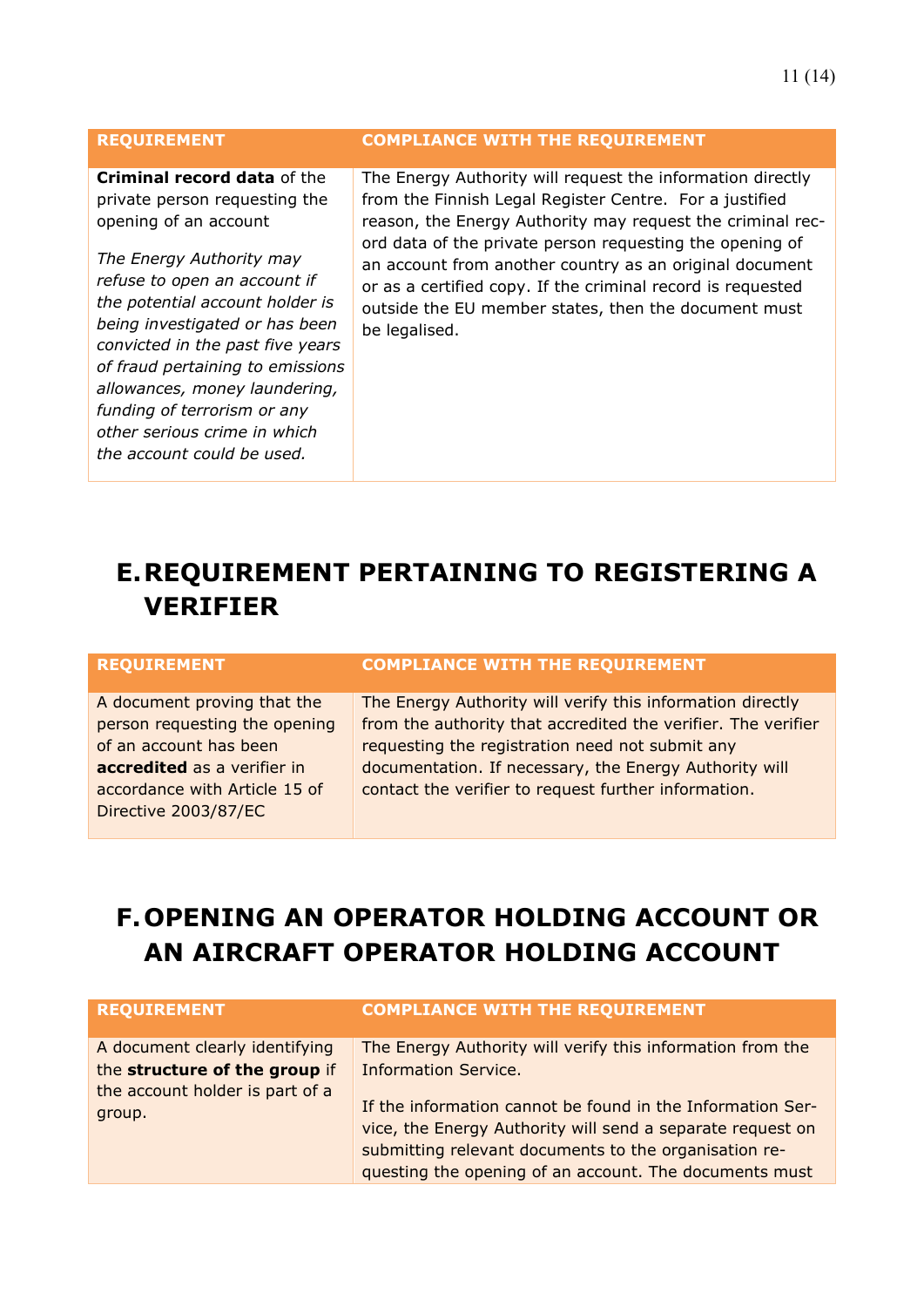| REQUIREMENT | COMPLIANCE WITH THE REQUIREMENT |
|---|---|
| **Criminal record data** of the private person requesting the opening of an account<br><br>*The Energy Authority may refuse to open an account if the potential account holder is being investigated or has been convicted in the past five years of fraud pertaining to emissions allowances, money laundering, funding of terrorism or any other serious crime in which the account could be used.* | The Energy Authority will request the information directly from the Finnish Legal Register Centre. For a justified reason, the Energy Authority may request the criminal record data of the private person requesting the opening of an account from another country as an original document or as a certified copy. If the criminal record is requested outside the EU member states, then the document must be legalised. |

# E. REQUIREMENT PERTAINING TO REGISTERING A VERIFIER

| REQUIREMENT | COMPLIANCE WITH THE REQUIREMENT |
|---|---|
| A document proving that the person requesting the opening of an account has been **accredited** as a verifier in accordance with Article 15 of Directive 2003/87/EC | The Energy Authority will verify this information directly from the authority that accredited the verifier. The verifier requesting the registration need not submit any documentation. If necessary, the Energy Authority will contact the verifier to request further information. |

# F. OPENING AN OPERATOR HOLDING ACCOUNT OR AN AIRCRAFT OPERATOR HOLDING ACCOUNT

| REQUIREMENT | COMPLIANCE WITH THE REQUIREMENT |
|---|---|
| A document clearly identifying the **structure of the group** if the account holder is part of a group. | The Energy Authority will verify this information from the Information Service.<br><br>If the information cannot be found in the Information Service, the Energy Authority will send a separate request on submitting relevant documents to the organisation requesting the opening of an account. The documents must |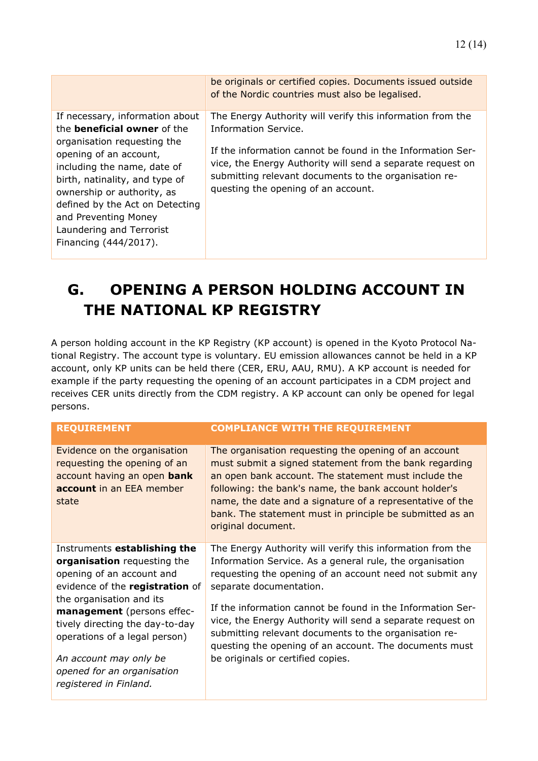| | |
|---|---|
| | be originals or certified copies. Documents issued outside of the Nordic countries must also be legalised. |
| If necessary, information about the **beneficial owner** of the organisation requesting the opening of an account, including the name, date of birth, natinality, and type of ownership or authority, as defined by the Act on Detecting and Preventing Money Laundering and Terrorist Financing (444/2017). | The Energy Authority will verify this information from the Information Service.<br><br>If the information cannot be found in the Information Service, the Energy Authority will send a separate request on submitting relevant documents to the organisation requesting the opening of an account. |

# G. OPENING A PERSON HOLDING ACCOUNT IN THE NATIONAL KP REGISTRY

A person holding account in the KP Registry (KP account) is opened in the Kyoto Protocol National Registry. The account type is voluntary. EU emission allowances cannot be held in a KP account, only KP units can be held there (CER, ERU, AAU, RMU). A KP account is needed for example if the party requesting the opening of an account participates in a CDM project and receives CER units directly from the CDM registry. A KP account can only be opened for legal persons.

| REQUIREMENT | COMPLIANCE WITH THE REQUIREMENT |
|---|---|
| Evidence on the organisation requesting the opening of an account having an open **bank account** in an EEA member state | The organisation requesting the opening of an account must submit a signed statement from the bank regarding an open bank account. The statement must include the following: the bank's name, the bank account holder's name, the date and a signature of a representative of the bank. The statement must in principle be submitted as an original document. |
| Instruments **establishing the organisation** requesting the opening of an account and evidence of the **registration** of the organisation and its **management** (persons effectively directing the day-to-day operations of a legal person)<br><br>*An account may only be opened for an organisation registered in Finland.* | The Energy Authority will verify this information from the Information Service. As a general rule, the organisation requesting the opening of an account need not submit any separate documentation.<br><br>If the information cannot be found in the Information Service, the Energy Authority will send a separate request on submitting relevant documents to the organisation requesting the opening of an account. The documents must be originals or certified copies. |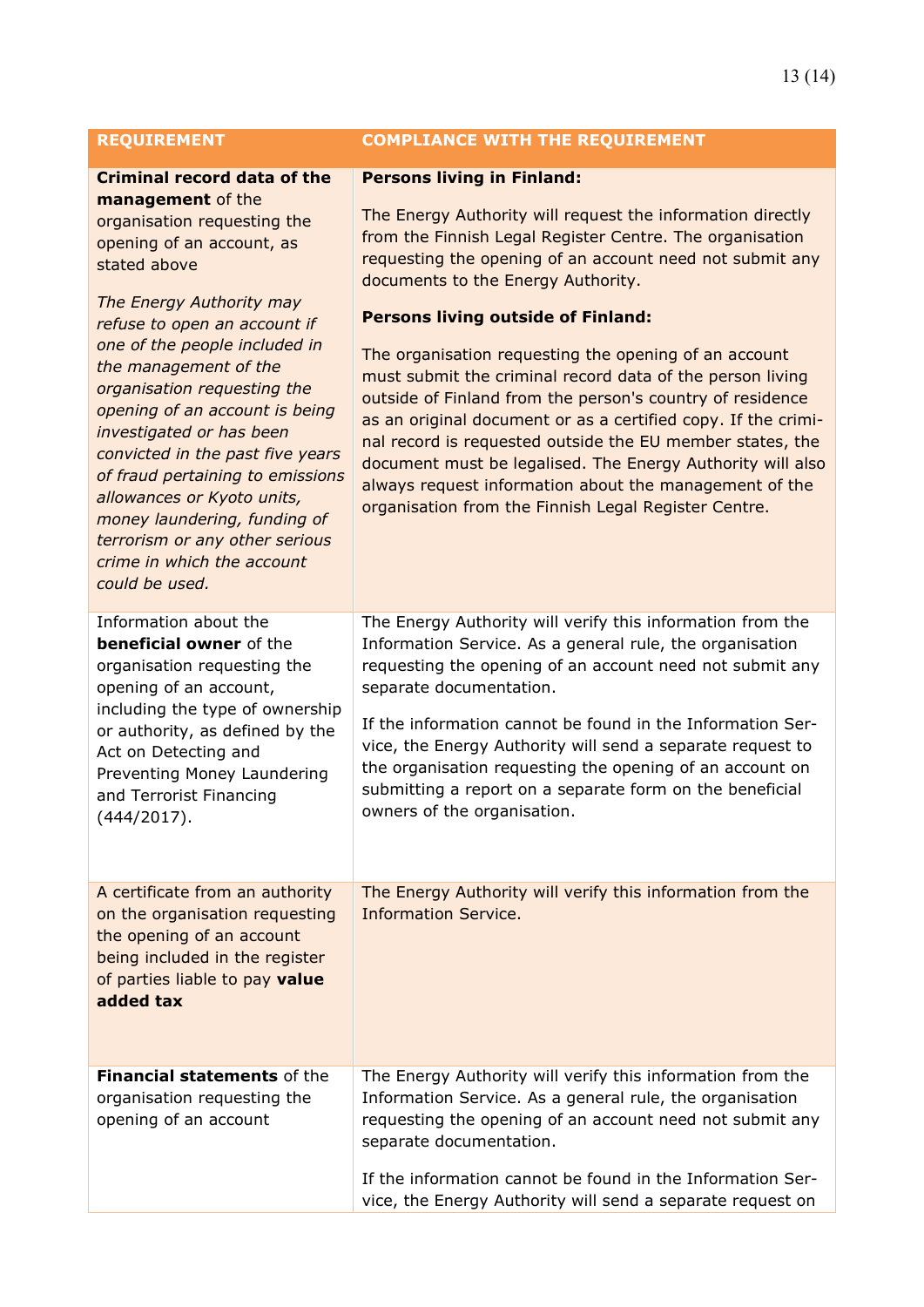| REQUIREMENT | COMPLIANCE WITH THE REQUIREMENT |
|---|---|
| **Criminal record data of the management** of the organisation requesting the opening of an account, as stated above<br><br>*The Energy Authority may refuse to open an account if one of the people included in the management of the organisation requesting the opening of an account is being investigated or has been convicted in the past five years of fraud pertaining to emissions allowances or Kyoto units, money laundering, funding of terrorism or any other serious crime in which the account could be used.* | **Persons living in Finland:**<br><br>The Energy Authority will request the information directly from the Finnish Legal Register Centre. The organisation requesting the opening of an account need not submit any documents to the Energy Authority.<br><br>**Persons living outside of Finland:**<br><br>The organisation requesting the opening of an account must submit the criminal record data of the person living outside of Finland from the person's country of residence as an original document or as a certified copy. If the criminal record is requested outside the EU member states, the document must be legalised. The Energy Authority will also always request information about the management of the organisation from the Finnish Legal Register Centre. |
| Information about the **beneficial owner** of the organisation requesting the opening of an account, including the type of ownership or authority, as defined by the Act on Detecting and Preventing Money Laundering and Terrorist Financing (444/2017). | The Energy Authority will verify this information from the Information Service. As a general rule, the organisation requesting the opening of an account need not submit any separate documentation.<br><br>If the information cannot be found in the Information Service, the Energy Authority will send a separate request to the organisation requesting the opening of an account on submitting a report on a separate form on the beneficial owners of the organisation. |
| A certificate from an authority on the organisation requesting the opening of an account being included in the register of parties liable to pay **value added tax** | The Energy Authority will verify this information from the Information Service. |
| **Financial statements** of the organisation requesting the opening of an account | The Energy Authority will verify this information from the Information Service. As a general rule, the organisation requesting the opening of an account need not submit any separate documentation.<br><br>If the information cannot be found in the Information Service, the Energy Authority will send a separate request on |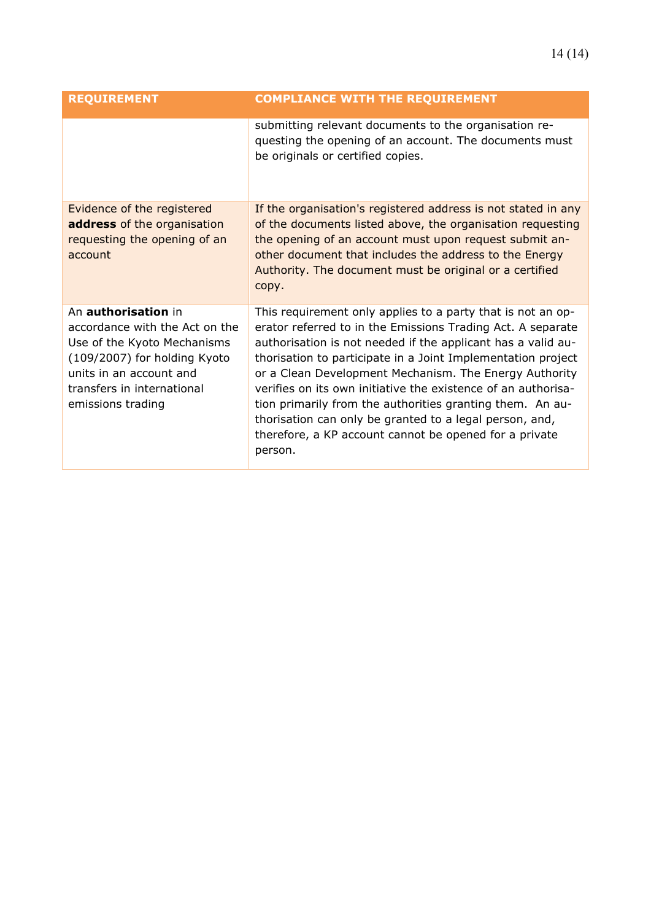| REQUIREMENT | COMPLIANCE WITH THE REQUIREMENT |
|---|---|
| | submitting relevant documents to the organisation requesting the opening of an account. The documents must be originals or certified copies. |
| Evidence of the registered **address** of the organisation requesting the opening of an account | If the organisation's registered address is not stated in any of the documents listed above, the organisation requesting the opening of an account must upon request submit another document that includes the address to the Energy Authority. The document must be original or a certified copy. |
| An **authorisation** in accordance with the Act on the Use of the Kyoto Mechanisms (109/2007) for holding Kyoto units in an account and transfers in international emissions trading | This requirement only applies to a party that is not an operator referred to in the Emissions Trading Act. A separate authorisation is not needed if the applicant has a valid authorisation to participate in a Joint Implementation project or a Clean Development Mechanism. The Energy Authority verifies on its own initiative the existence of an authorisation primarily from the authorities granting them. An authorisation can only be granted to a legal person, and, therefore, a KP account cannot be opened for a private person. |